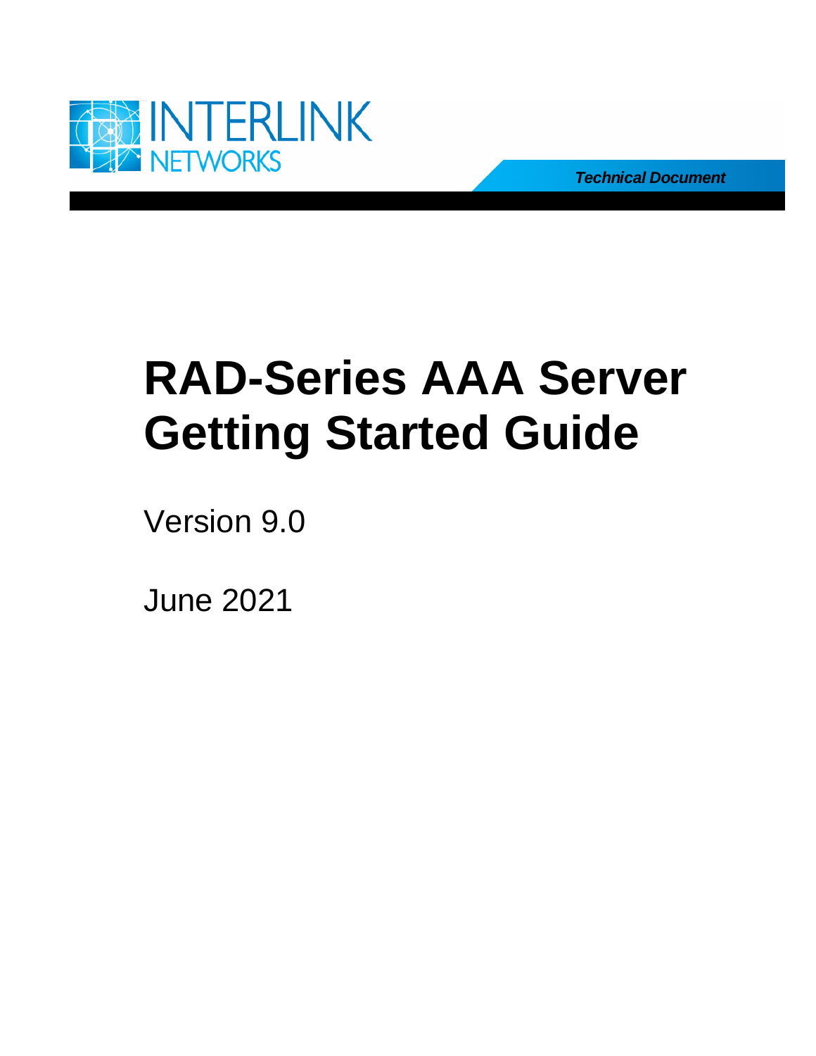INTERLINK NETWORKS

*Technical Document*

# RAD-Series AAA Server Getting Started Guide

Version 9.0

June 2021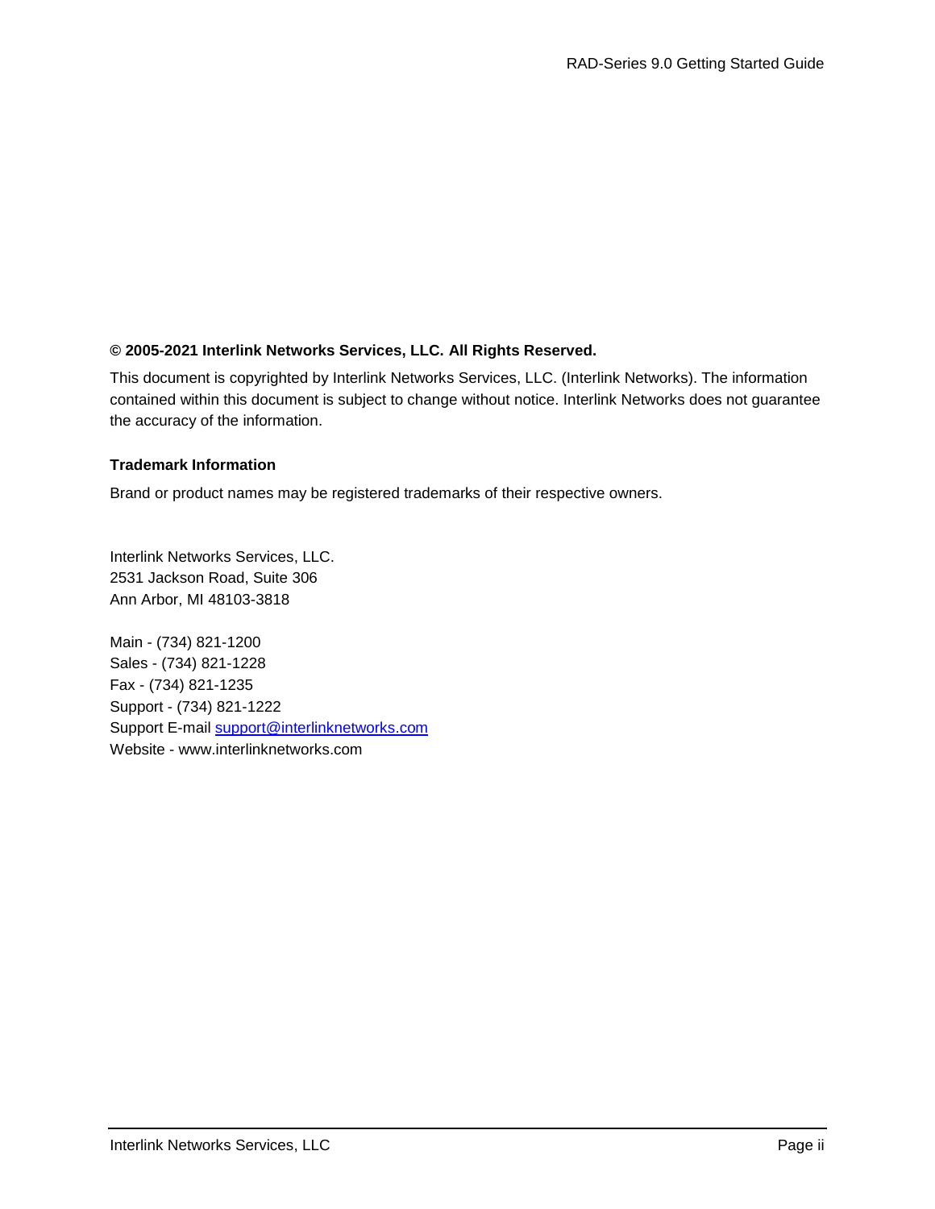**© 2005-2021 Interlink Networks Services, LLC. All Rights Reserved.**

This document is copyrighted by Interlink Networks Services, LLC. (Interlink Networks). The information contained within this document is subject to change without notice. Interlink Networks does not guarantee the accuracy of the information.

**Trademark Information**

Brand or product names may be registered trademarks of their respective owners.

Interlink Networks Services, LLC.
2531 Jackson Road, Suite 306
Ann Arbor, MI 48103-3818

Main - (734) 821-1200
Sales - (734) 821-1228
Fax - (734) 821-1235
Support - (734) 821-1222
Support E-mail support@interlinknetworks.com
Website - www.interlinknetworks.com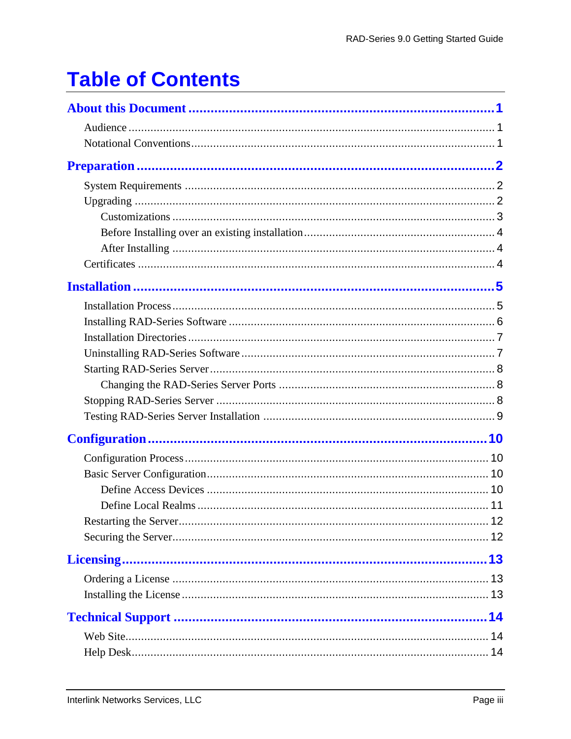# Table of Contents

**About this Document** ........ **1**

- Audience ........ 1
- Notational Conventions ........ 1

**Preparation** ........ **2**

- System Requirements ........ 2
- Upgrading ........ 2
  - Customizations ........ 3
  - Before Installing over an existing installation ........ 4
  - After Installing ........ 4
- Certificates ........ 4

**Installation** ........ **5**

- Installation Process ........ 5
- Installing RAD-Series Software ........ 6
- Installation Directories ........ 7
- Uninstalling RAD-Series Software ........ 7
- Starting RAD-Series Server ........ 8
  - Changing the RAD-Series Server Ports ........ 8
- Stopping RAD-Series Server ........ 8
- Testing RAD-Series Server Installation ........ 9

**Configuration** ........ **10**

- Configuration Process ........ 10
- Basic Server Configuration ........ 10
  - Define Access Devices ........ 10
  - Define Local Realms ........ 11
- Restarting the Server ........ 12
- Securing the Server ........ 12

**Licensing** ........ **13**

- Ordering a License ........ 13
- Installing the License ........ 13

**Technical Support** ........ **14**

- Web Site ........ 14
- Help Desk ........ 14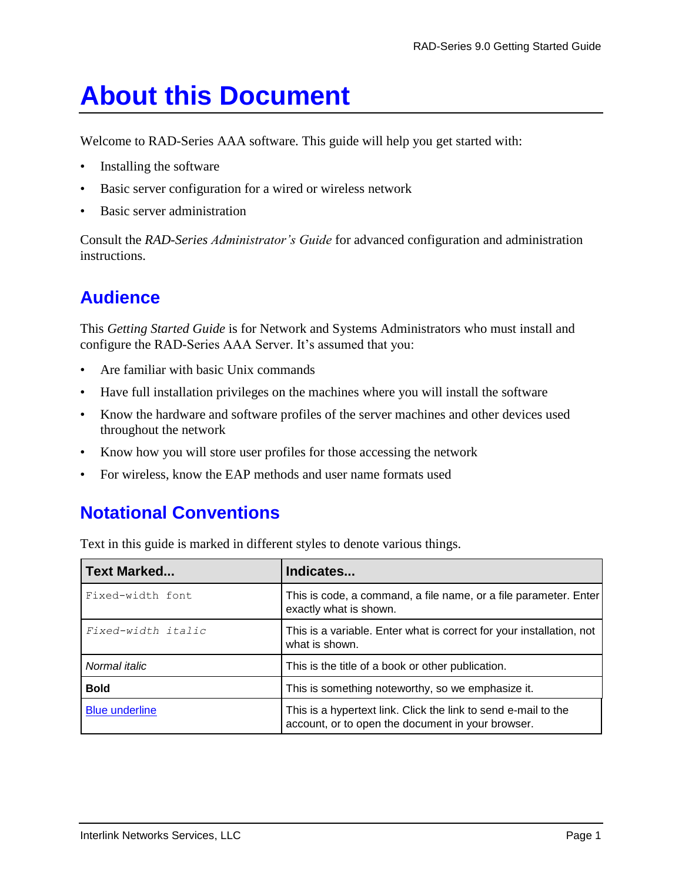# About this Document

Welcome to RAD-Series AAA software. This guide will help you get started with:

- Installing the software
- Basic server configuration for a wired or wireless network
- Basic server administration

Consult the *RAD-Series Administrator's Guide* for advanced configuration and administration instructions.

## Audience

This *Getting Started Guide* is for Network and Systems Administrators who must install and configure the RAD-Series AAA Server. It's assumed that you:

- Are familiar with basic Unix commands
- Have full installation privileges on the machines where you will install the software
- Know the hardware and software profiles of the server machines and other devices used throughout the network
- Know how you will store user profiles for those accessing the network
- For wireless, know the EAP methods and user name formats used

## Notational Conventions

Text in this guide is marked in different styles to denote various things.

| Text Marked... | Indicates... |
| --- | --- |
| `Fixed-width font` | This is code, a command, a file name, or a file parameter. Enter exactly what is shown. |
| *`Fixed-width italic`* | This is a variable. Enter what is correct for your installation, not what is shown. |
| *Normal italic* | This is the title of a book or other publication. |
| **Bold** | This is something noteworthy, so we emphasize it. |
| Blue underline | This is a hypertext link. Click the link to send e-mail to the account, or to open the document in your browser. |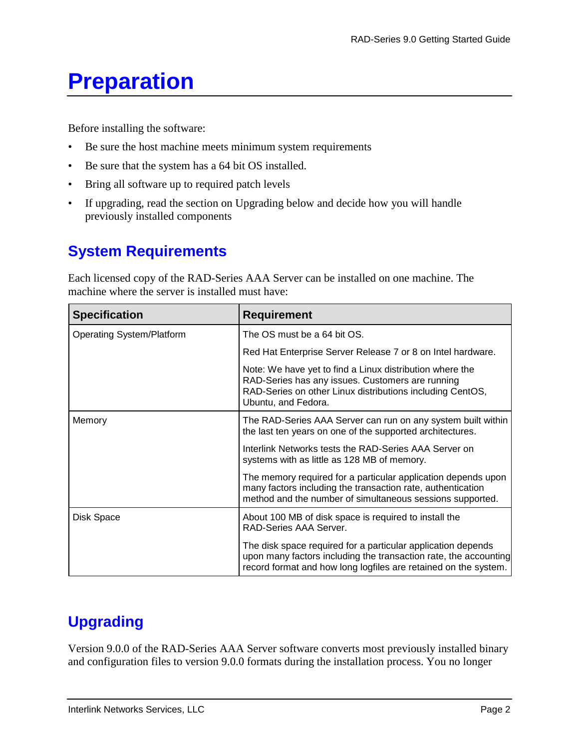# Preparation

Before installing the software:

- Be sure the host machine meets minimum system requirements
- Be sure that the system has a 64 bit OS installed.
- Bring all software up to required patch levels
- If upgrading, read the section on Upgrading below and decide how you will handle previously installed components

## System Requirements

Each licensed copy of the RAD-Series AAA Server can be installed on one machine. The machine where the server is installed must have:

| Specification | Requirement |
| --- | --- |
| Operating System/Platform | The OS must be a 64 bit OS.<br><br>Red Hat Enterprise Server Release 7 or 8 on Intel hardware.<br><br>Note: We have yet to find a Linux distribution where the RAD-Series has any issues. Customers are running RAD-Series on other Linux distributions including CentOS, Ubuntu, and Fedora. |
| Memory | The RAD-Series AAA Server can run on any system built within the last ten years on one of the supported architectures.<br><br>Interlink Networks tests the RAD-Series AAA Server on systems with as little as 128 MB of memory.<br><br>The memory required for a particular application depends upon many factors including the transaction rate, authentication method and the number of simultaneous sessions supported. |
| Disk Space | About 100 MB of disk space is required to install the RAD-Series AAA Server.<br><br>The disk space required for a particular application depends upon many factors including the transaction rate, the accounting record format and how long logfiles are retained on the system. |

## Upgrading

Version 9.0.0 of the RAD-Series AAA Server software converts most previously installed binary and configuration files to version 9.0.0 formats during the installation process. You no longer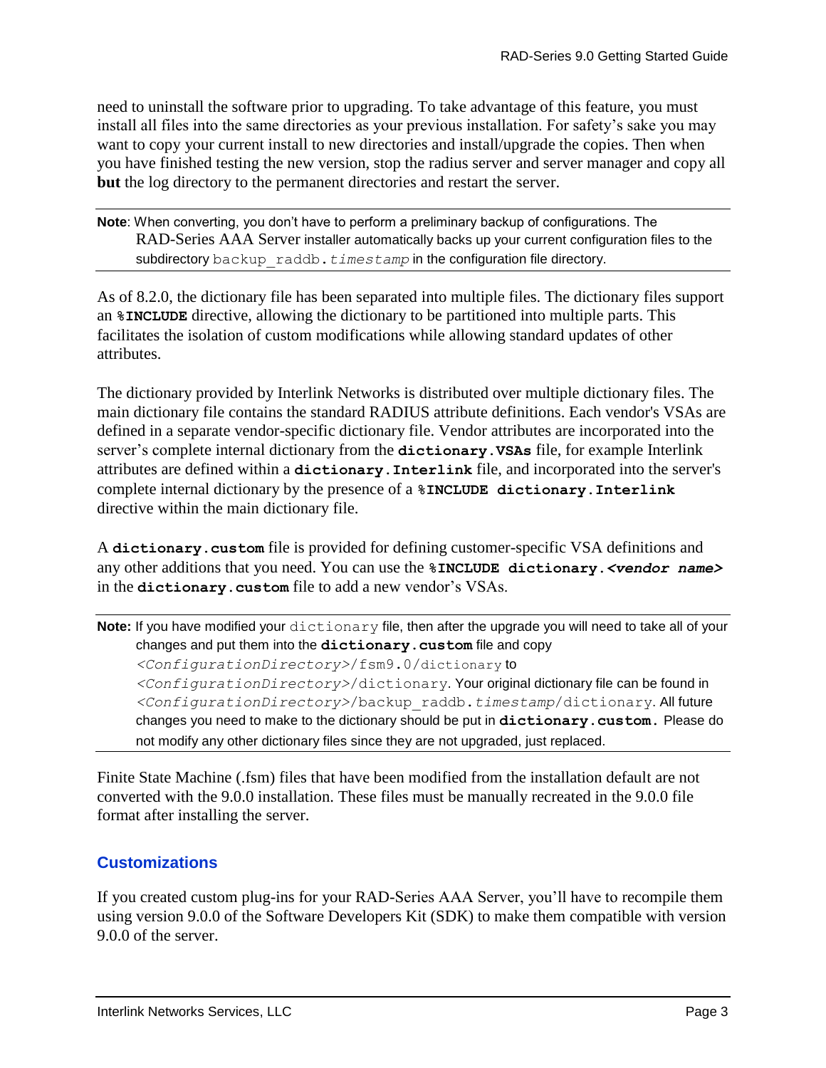need to uninstall the software prior to upgrading. To take advantage of this feature, you must install all files into the same directories as your previous installation. For safety's sake you may want to copy your current install to new directories and install/upgrade the copies. Then when you have finished testing the new version, stop the radius server and server manager and copy all **but** the log directory to the permanent directories and restart the server.

---

**Note**: When converting, you don't have to perform a preliminary backup of configurations. The RAD-Series AAA Server installer automatically backs up your current configuration files to the subdirectory `backup_raddb.`*`timestamp`* in the configuration file directory.

---

As of 8.2.0, the dictionary file has been separated into multiple files. The dictionary files support an **`%INCLUDE`** directive, allowing the dictionary to be partitioned into multiple parts. This facilitates the isolation of custom modifications while allowing standard updates of other attributes.

The dictionary provided by Interlink Networks is distributed over multiple dictionary files. The main dictionary file contains the standard RADIUS attribute definitions. Each vendor's VSAs are defined in a separate vendor-specific dictionary file. Vendor attributes are incorporated into the server's complete internal dictionary from the **`dictionary.VSAs`** file, for example Interlink attributes are defined within a **`dictionary.Interlink`** file, and incorporated into the server's complete internal dictionary by the presence of a **`%INCLUDE dictionary.Interlink`** directive within the main dictionary file.

A **`dictionary.custom`** file is provided for defining customer-specific VSA definitions and any other additions that you need. You can use the **`%INCLUDE dictionary.`*`<vendor name>`*** in the **`dictionary.custom`** file to add a new vendor's VSAs.

---

**Note:** If you have modified your `dictionary` file, then after the upgrade you will need to take all of your changes and put them into the **`dictionary.custom`** file and copy *`<ConfigurationDirectory>`*`/fsm9.0/dictionary` to *`<ConfigurationDirectory>`*`/dictionary`. Your original dictionary file can be found in *`<ConfigurationDirectory>`*`/backup_raddb.`*`timestamp`*`/dictionary`. All future changes you need to make to the dictionary should be put in **`dictionary.custom.`** Please do not modify any other dictionary files since they are not upgraded, just replaced.

---

Finite State Machine (.fsm) files that have been modified from the installation default are not converted with the 9.0.0 installation. These files must be manually recreated in the 9.0.0 file format after installing the server.

## Customizations

If you created custom plug-ins for your RAD-Series AAA Server, you'll have to recompile them using version 9.0.0 of the Software Developers Kit (SDK) to make them compatible with version 9.0.0 of the server.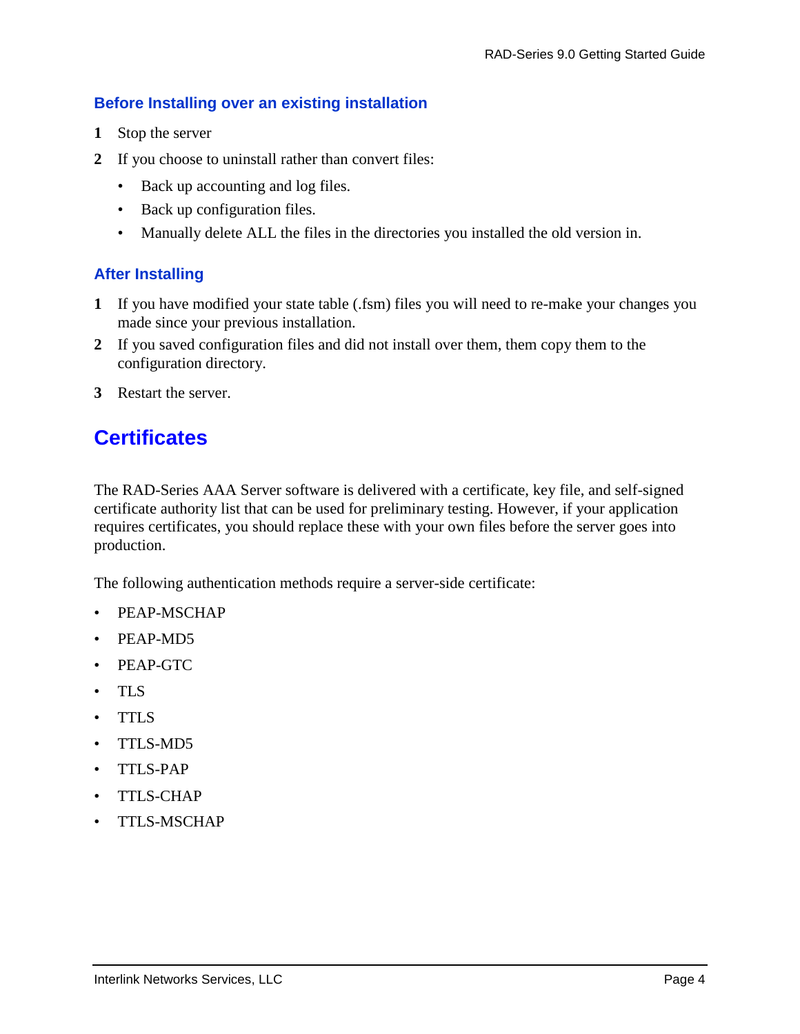### Before Installing over an existing installation

1. Stop the server
2. If you choose to uninstall rather than convert files:
   - Back up accounting and log files.
   - Back up configuration files.
   - Manually delete ALL the files in the directories you installed the old version in.

### After Installing

1. If you have modified your state table (.fsm) files you will need to re-make your changes you made since your previous installation.
2. If you saved configuration files and did not install over them, them copy them to the configuration directory.
3. Restart the server.

## Certificates

The RAD-Series AAA Server software is delivered with a certificate, key file, and self-signed certificate authority list that can be used for preliminary testing. However, if your application requires certificates, you should replace these with your own files before the server goes into production.

The following authentication methods require a server-side certificate:

- PEAP-MSCHAP
- PEAP-MD5
- PEAP-GTC
- TLS
- TTLS
- TTLS-MD5
- TTLS-PAP
- TTLS-CHAP
- TTLS-MSCHAP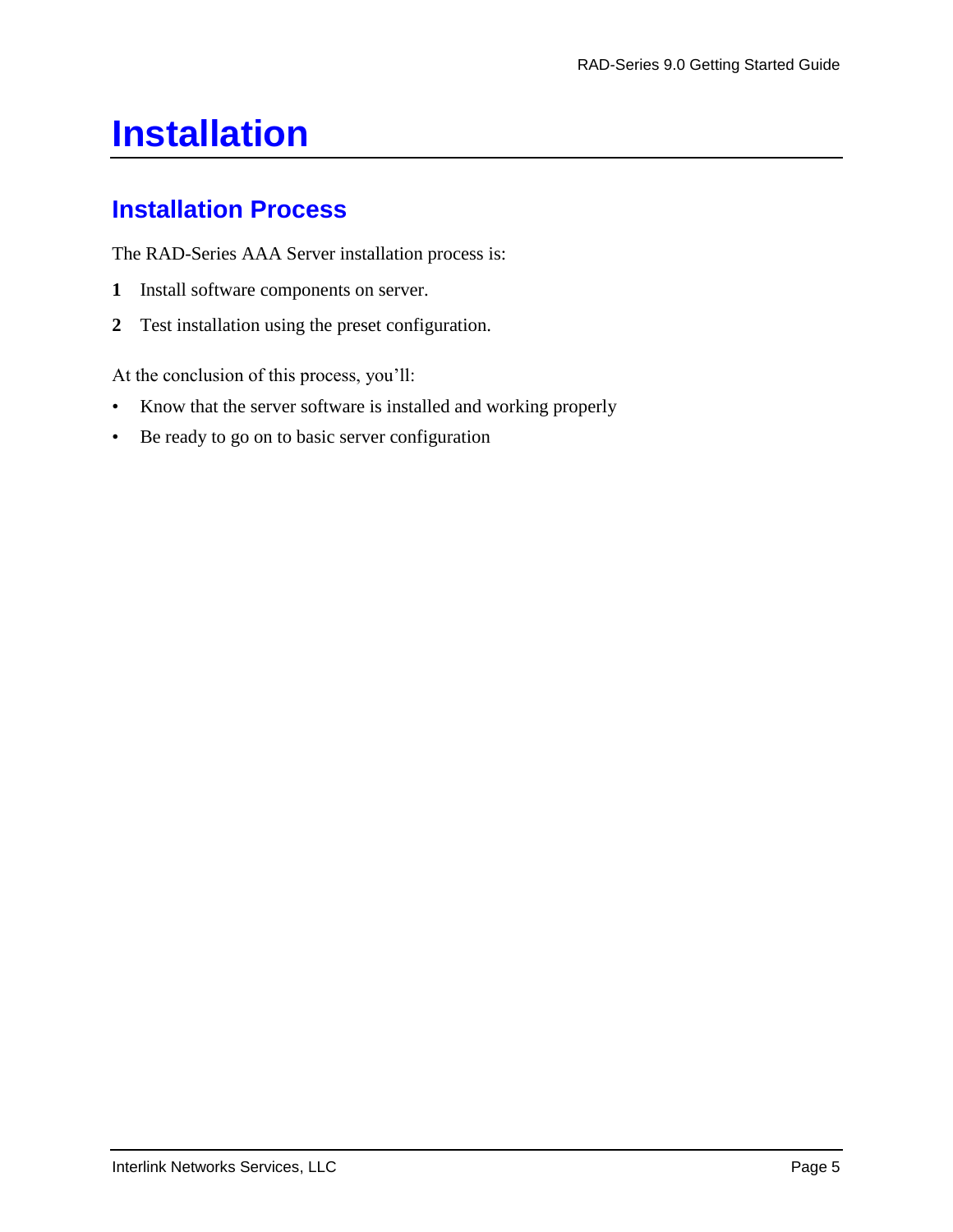# Installation

## Installation Process

The RAD-Series AAA Server installation process is:

1. Install software components on server.
2. Test installation using the preset configuration.

At the conclusion of this process, you'll:

- Know that the server software is installed and working properly
- Be ready to go on to basic server configuration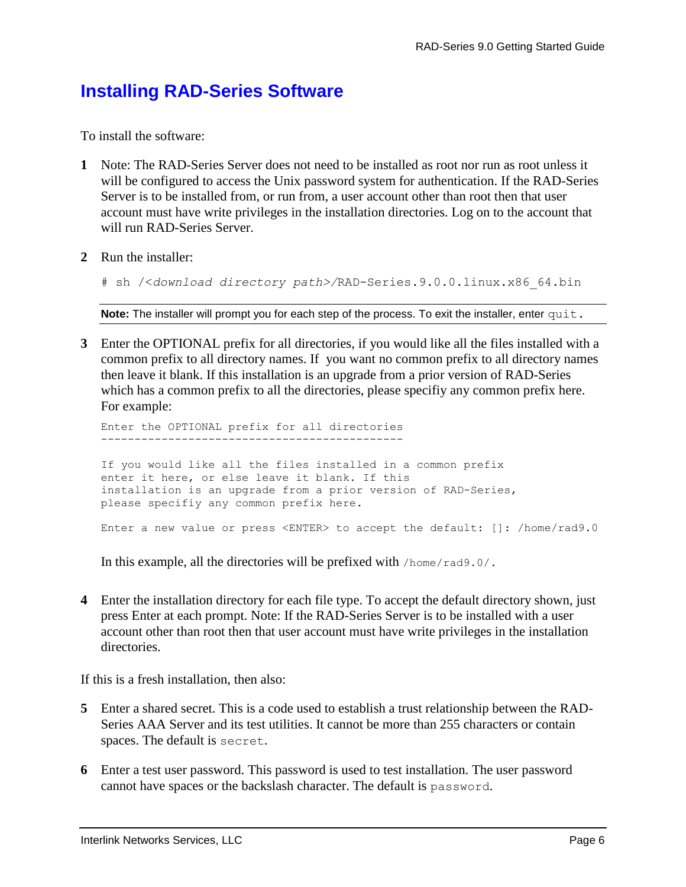# Installing RAD-Series Software

To install the software:

1. Note: The RAD-Series Server does not need to be installed as root nor run as root unless it will be configured to access the Unix password system for authentication. If the RAD-Series Server is to be installed from, or run from, a user account other than root then that user account must have write privileges in the installation directories. Log on to the account that will run RAD-Series Server.

2. Run the installer:

   ```
   # sh /<download directory path>/RAD-Series.9.0.0.linux.x86_64.bin
   ```

   **Note:** The installer will prompt you for each step of the process. To exit the installer, enter `quit`.

3. Enter the OPTIONAL prefix for all directories, if you would like all the files installed with a common prefix to all directory names. If you want no common prefix to all directory names then leave it blank. If this installation is an upgrade from a prior version of RAD-Series which has a common prefix to all the directories, please specifiy any common prefix here. For example:

   ```
   Enter the OPTIONAL prefix for all directories
   ---------------------------------------------

   If you would like all the files installed in a common prefix
   enter it here, or else leave it blank. If this
   installation is an upgrade from a prior version of RAD-Series,
   please specifiy any common prefix here.

   Enter a new value or press <ENTER> to accept the default: []: /home/rad9.0
   ```

   In this example, all the directories will be prefixed with `/home/rad9.0/`.

4. Enter the installation directory for each file type. To accept the default directory shown, just press Enter at each prompt. Note: If the RAD-Series Server is to be installed with a user account other than root then that user account must have write privileges in the installation directories.

If this is a fresh installation, then also:

5. Enter a shared secret. This is a code used to establish a trust relationship between the RAD-Series AAA Server and its test utilities. It cannot be more than 255 characters or contain spaces. The default is `secret`.

6. Enter a test user password. This password is used to test installation. The user password cannot have spaces or the backslash character. The default is `password`.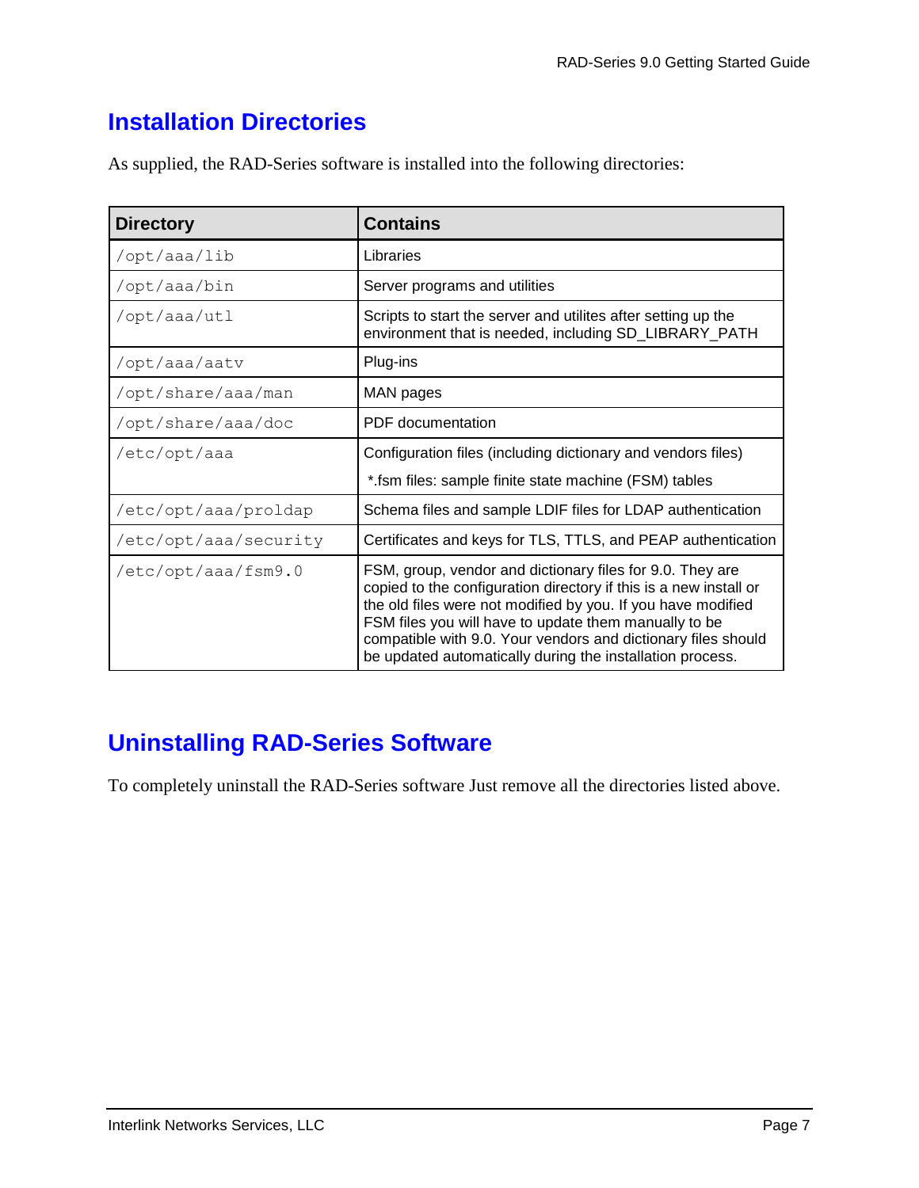## Installation Directories

As supplied, the RAD-Series software is installed into the following directories:

| Directory | Contains |
| --- | --- |
| /opt/aaa/lib | Libraries |
| /opt/aaa/bin | Server programs and utilities |
| /opt/aaa/utl | Scripts to start the server and utilites after setting up the environment that is needed, including SD_LIBRARY_PATH |
| /opt/aaa/aatv | Plug-ins |
| /opt/share/aaa/man | MAN pages |
| /opt/share/aaa/doc | PDF documentation |
| /etc/opt/aaa | Configuration files (including dictionary and vendors files)<br>*.fsm files: sample finite state machine (FSM) tables |
| /etc/opt/aaa/proldap | Schema files and sample LDIF files for LDAP authentication |
| /etc/opt/aaa/security | Certificates and keys for TLS, TTLS, and PEAP authentication |
| /etc/opt/aaa/fsm9.0 | FSM, group, vendor and dictionary files for 9.0. They are copied to the configuration directory if this is a new install or the old files were not modified by you. If you have modified FSM files you will have to update them manually to be compatible with 9.0. Your vendors and dictionary files should be updated automatically during the installation process. |

## Uninstalling RAD-Series Software

To completely uninstall the RAD-Series software Just remove all the directories listed above.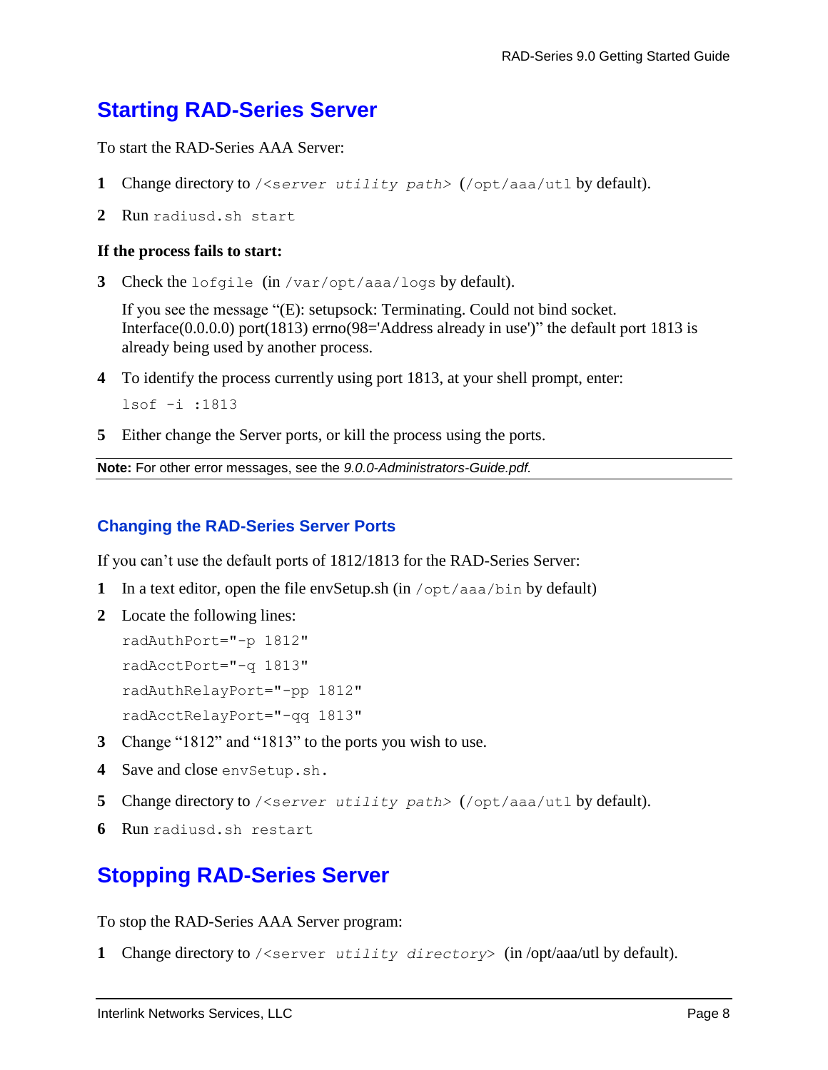# Starting RAD-Series Server

To start the RAD-Series AAA Server:

1. Change directory to `/<server utility path>` (`/opt/aaa/utl` by default).
2. Run `radiusd.sh start`

**If the process fails to start:**

3. Check the `lofgile` (in `/var/opt/aaa/logs` by default).

   If you see the message "(E): setupsock: Terminating. Could not bind socket. Interface(0.0.0.0) port(1813) errno(98='Address already in use')" the default port 1813 is already being used by another process.

4. To identify the process currently using port 1813, at your shell prompt, enter:

   ```
   lsof -i :1813
   ```

5. Either change the Server ports, or kill the process using the ports.

**Note:** For other error messages, see the *9.0.0-Administrators-Guide.pdf.*

## Changing the RAD-Series Server Ports

If you can't use the default ports of 1812/1813 for the RAD-Series Server:

1. In a text editor, open the file envSetup.sh (in `/opt/aaa/bin` by default)
2. Locate the following lines:

   ```
   radAuthPort="-p 1812"
   radAcctPort="-q 1813"
   radAuthRelayPort="-pp 1812"
   radAcctRelayPort="-qq 1813"
   ```

3. Change "1812" and "1813" to the ports you wish to use.
4. Save and close `envSetup.sh.`
5. Change directory to `/<server utility path>` (`/opt/aaa/utl` by default).
6. Run `radiusd.sh restart`

# Stopping RAD-Series Server

To stop the RAD-Series AAA Server program:

1. Change directory to `/<server utility directory>` (in /opt/aaa/utl by default).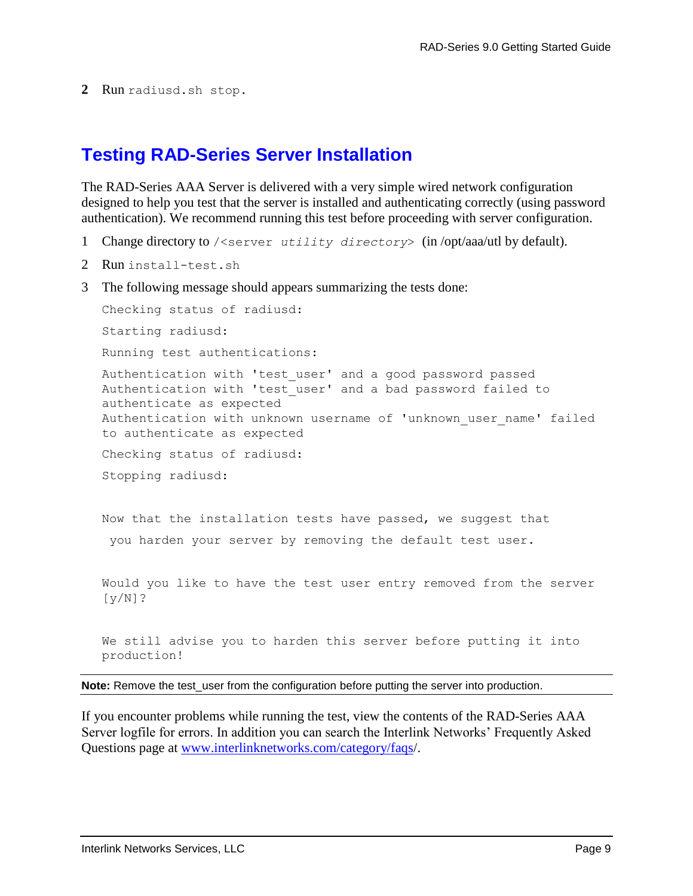2 Run `radiusd.sh stop`.

## Testing RAD-Series Server Installation

The RAD-Series AAA Server is delivered with a very simple wired network configuration designed to help you test that the server is installed and authenticating correctly (using password authentication). We recommend running this test before proceeding with server configuration.

1 Change directory to `/<server` *`utility directory`*`>` (in /opt/aaa/utl by default).

2 Run `install-test.sh`

3 The following message should appears summarizing the tests done:

```
Checking status of radiusd:

Starting radiusd:

Running test authentications:

Authentication with 'test_user' and a good password passed
Authentication with 'test_user' and a bad password failed to
authenticate as expected
Authentication with unknown username of 'unknown_user_name' failed
to authenticate as expected

Checking status of radiusd:

Stopping radiusd:


Now that the installation tests have passed, we suggest that

 you harden your server by removing the default test user.


Would you like to have the test user entry removed from the server
[y/N]?


We still advise you to harden this server before putting it into
production!
```

**Note:** Remove the test_user from the configuration before putting the server into production.

If you encounter problems while running the test, view the contents of the RAD-Series AAA Server logfile for errors. In addition you can search the Interlink Networks' Frequently Asked Questions page at [www.interlinknetworks.com/category/faqs](www.interlinknetworks.com/category/faqs)/.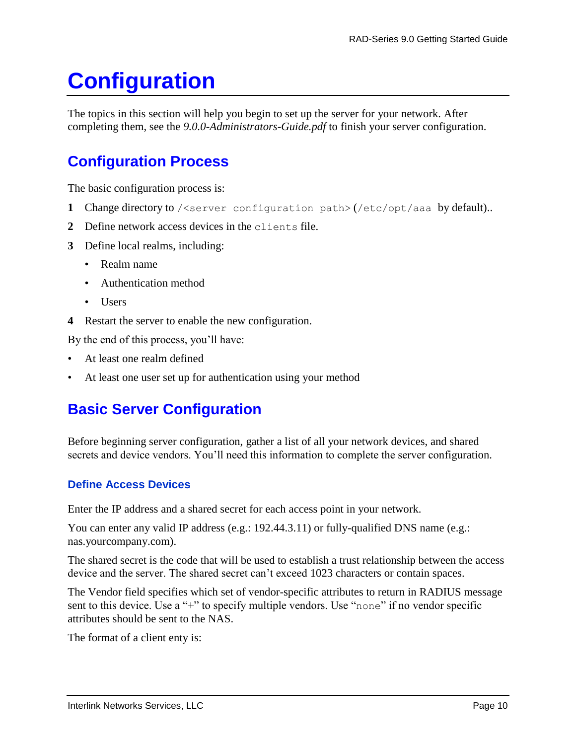# Configuration

The topics in this section will help you begin to set up the server for your network. After completing them, see the *9.0.0-Administrators-Guide.pdf* to finish your server configuration.

## Configuration Process

The basic configuration process is:

1. Change directory to `/<server configuration path>` (`/etc/opt/aaa` by default)..
2. Define network access devices in the `clients` file.
3. Define local realms, including:
   - Realm name
   - Authentication method
   - Users
4. Restart the server to enable the new configuration.

By the end of this process, you'll have:

- At least one realm defined
- At least one user set up for authentication using your method

## Basic Server Configuration

Before beginning server configuration, gather a list of all your network devices, and shared secrets and device vendors. You'll need this information to complete the server configuration.

### Define Access Devices

Enter the IP address and a shared secret for each access point in your network.

You can enter any valid IP address (e.g.: 192.44.3.11) or fully-qualified DNS name (e.g.: nas.yourcompany.com).

The shared secret is the code that will be used to establish a trust relationship between the access device and the server. The shared secret can't exceed 1023 characters or contain spaces.

The Vendor field specifies which set of vendor-specific attributes to return in RADIUS message sent to this device. Use a "+" to specify multiple vendors. Use "`none`" if no vendor specific attributes should be sent to the NAS.

The format of a client enty is: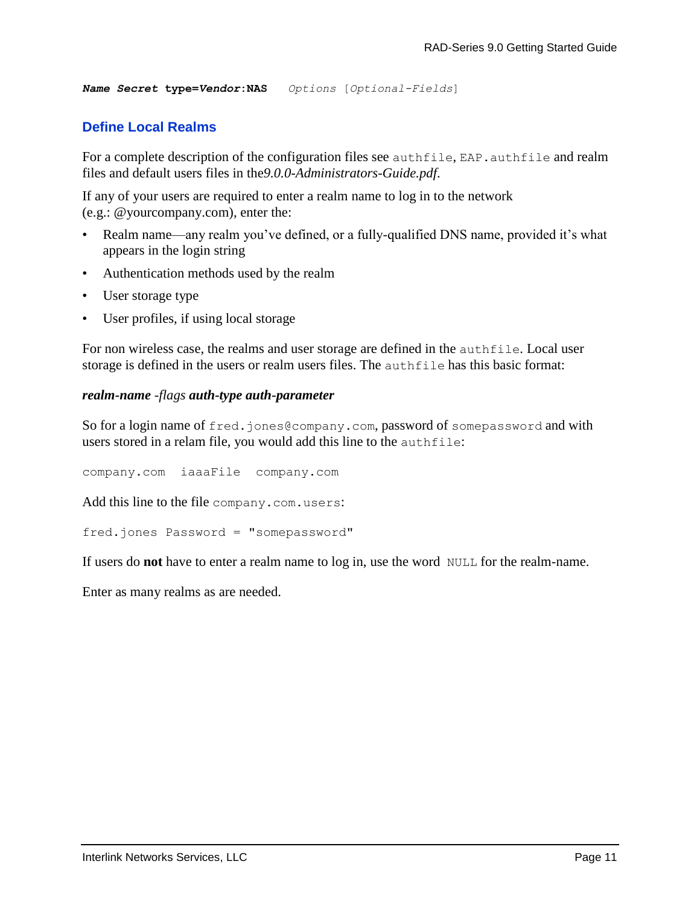```
Name Secret type=Vendor:NAS    Options [Optional-Fields]
```

## Define Local Realms

For a complete description of the configuration files see `authfile`, `EAP.authfile` and realm files and default users files in the*9.0.0-Administrators-Guide.pdf*.

If any of your users are required to enter a realm name to log in to the network (e.g.: @yourcompany.com), enter the:

- Realm name—any realm you've defined, or a fully-qualified DNS name, provided it's what appears in the login string
- Authentication methods used by the realm
- User storage type
- User profiles, if using local storage

For non wireless case, the realms and user storage are defined in the `authfile`. Local user storage is defined in the users or realm users files. The `authfile` has this basic format:

***realm-name*** *-flags* ***auth-type auth-parameter***

So for a login name of `fred.jones@company.com`, password of `somepassword` and with users stored in a relam file, you would add this line to the `authfile`:

```
company.com  iaaaFile  company.com
```

Add this line to the file `company.com.users`:

```
fred.jones Password = "somepassword"
```

If users do **not** have to enter a realm name to log in, use the word `NULL` for the realm-name.

Enter as many realms as are needed.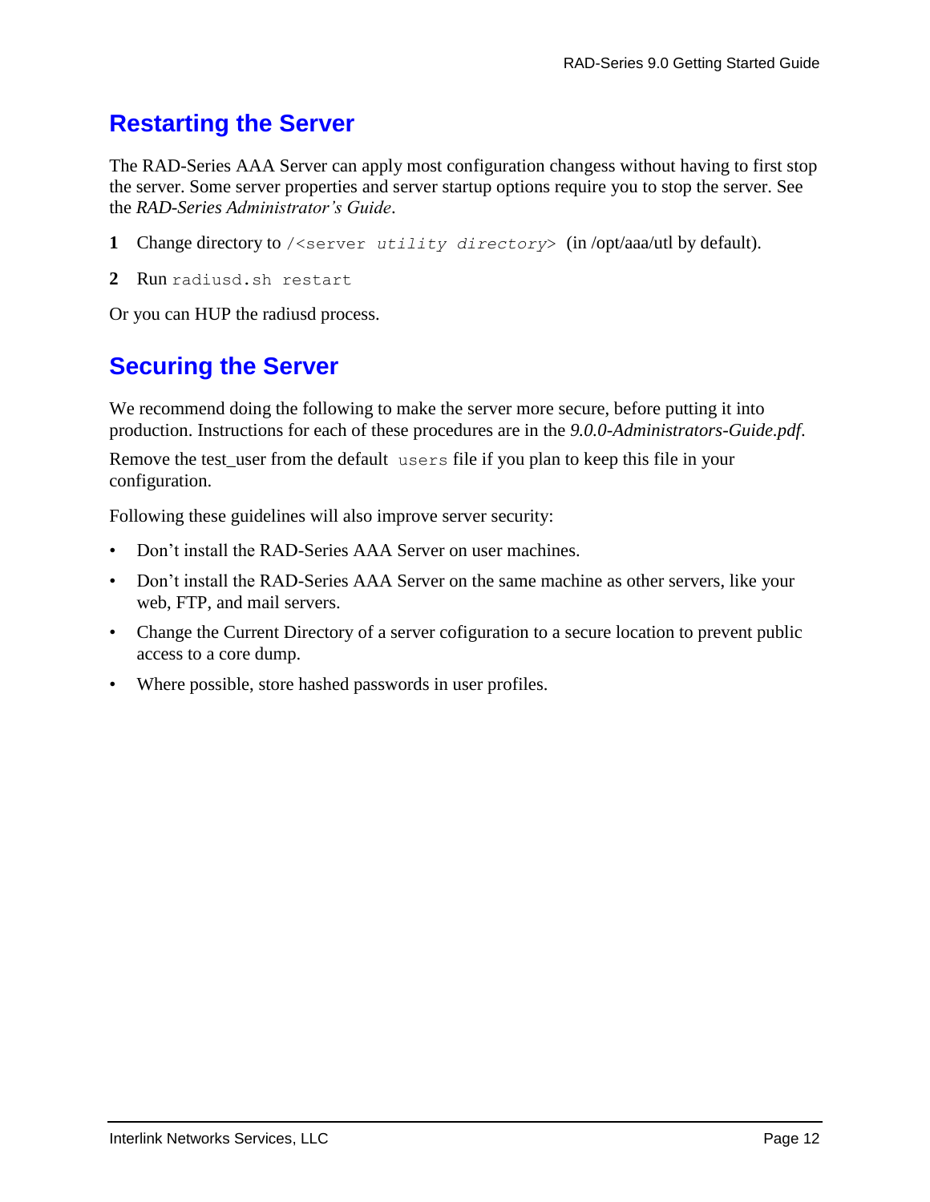## Restarting the Server

The RAD-Series AAA Server can apply most configuration changess without having to first stop the server. Some server properties and server startup options require you to stop the server. See the *RAD-Series Administrator's Guide*.

**1** Change directory to `/<server utility directory>` (in /opt/aaa/utl by default).

**2** Run `radiusd.sh restart`

Or you can HUP the radiusd process.

## Securing the Server

We recommend doing the following to make the server more secure, before putting it into production. Instructions for each of these procedures are in the *9.0.0-Administrators-Guide.pdf*.

Remove the test_user from the default `users` file if you plan to keep this file in your configuration.

Following these guidelines will also improve server security:

- Don't install the RAD-Series AAA Server on user machines.
- Don't install the RAD-Series AAA Server on the same machine as other servers, like your web, FTP, and mail servers.
- Change the Current Directory of a server cofiguration to a secure location to prevent public access to a core dump.
- Where possible, store hashed passwords in user profiles.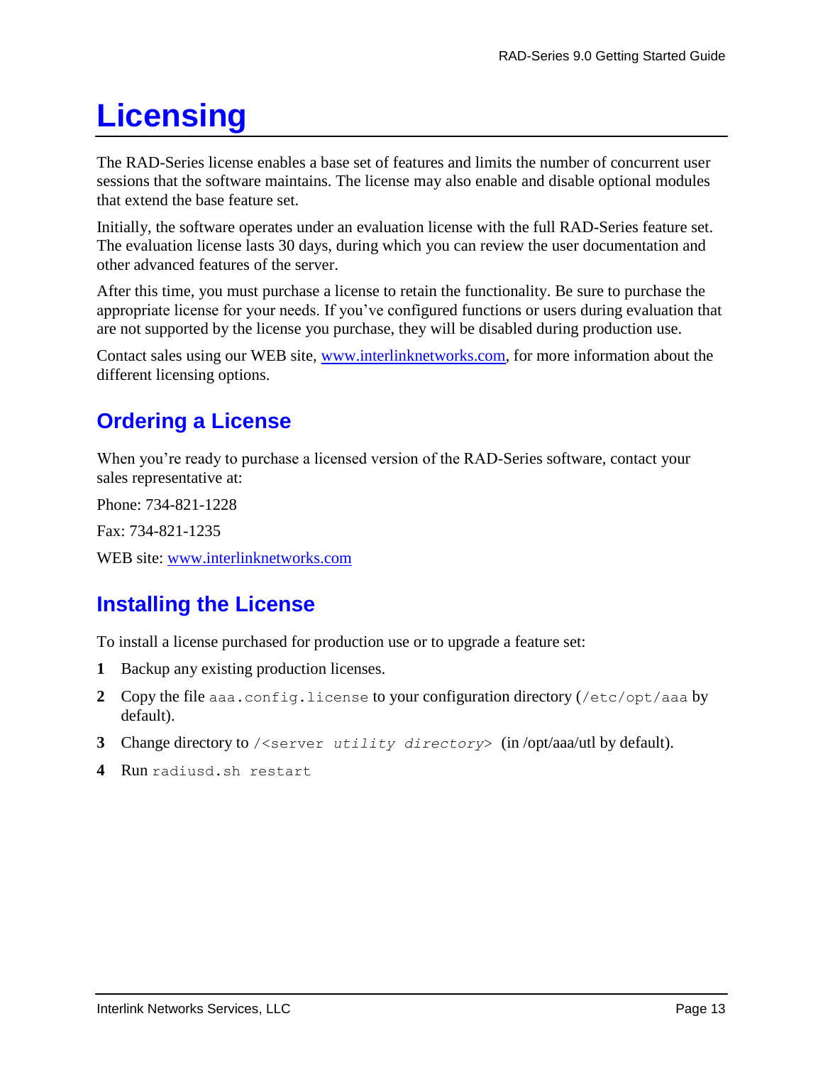# Licensing

The RAD-Series license enables a base set of features and limits the number of concurrent user sessions that the software maintains. The license may also enable and disable optional modules that extend the base feature set.

Initially, the software operates under an evaluation license with the full RAD-Series feature set. The evaluation license lasts 30 days, during which you can review the user documentation and other advanced features of the server.

After this time, you must purchase a license to retain the functionality. Be sure to purchase the appropriate license for your needs. If you've configured functions or users during evaluation that are not supported by the license you purchase, they will be disabled during production use.

Contact sales using our WEB site, [www.interlinknetworks.com](http://www.interlinknetworks.com), for more information about the different licensing options.

## Ordering a License

When you're ready to purchase a licensed version of the RAD-Series software, contact your sales representative at:

Phone: 734-821-1228

Fax: 734-821-1235

WEB site: [www.interlinknetworks.com](http://www.interlinknetworks.com)

## Installing the License

To install a license purchased for production use or to upgrade a feature set:

1. Backup any existing production licenses.
2. Copy the file `aaa.config.license` to your configuration directory (`/etc/opt/aaa` by default).
3. Change directory to `/<server *utility directory*>` (in /opt/aaa/utl by default).
4. Run `radiusd.sh restart`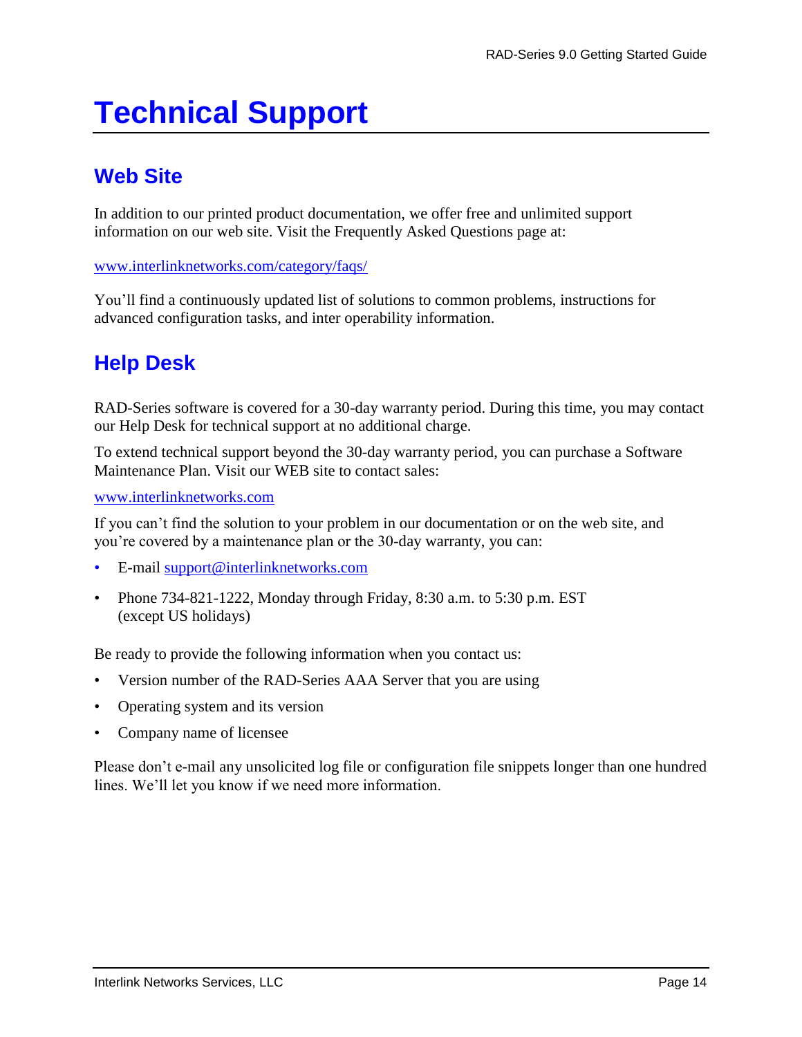# Technical Support

## Web Site

In addition to our printed product documentation, we offer free and unlimited support information on our web site. Visit the Frequently Asked Questions page at:

www.interlinknetworks.com/category/faqs/

You'll find a continuously updated list of solutions to common problems, instructions for advanced configuration tasks, and inter operability information.

## Help Desk

RAD-Series software is covered for a 30-day warranty period. During this time, you may contact our Help Desk for technical support at no additional charge.

To extend technical support beyond the 30-day warranty period, you can purchase a Software Maintenance Plan. Visit our WEB site to contact sales:

www.interlinknetworks.com

If you can't find the solution to your problem in our documentation or on the web site, and you're covered by a maintenance plan or the 30-day warranty, you can:

- E-mail support@interlinknetworks.com
- Phone 734-821-1222, Monday through Friday, 8:30 a.m. to 5:30 p.m. EST (except US holidays)

Be ready to provide the following information when you contact us:

- Version number of the RAD-Series AAA Server that you are using
- Operating system and its version
- Company name of licensee

Please don't e-mail any unsolicited log file or configuration file snippets longer than one hundred lines. We'll let you know if we need more information.